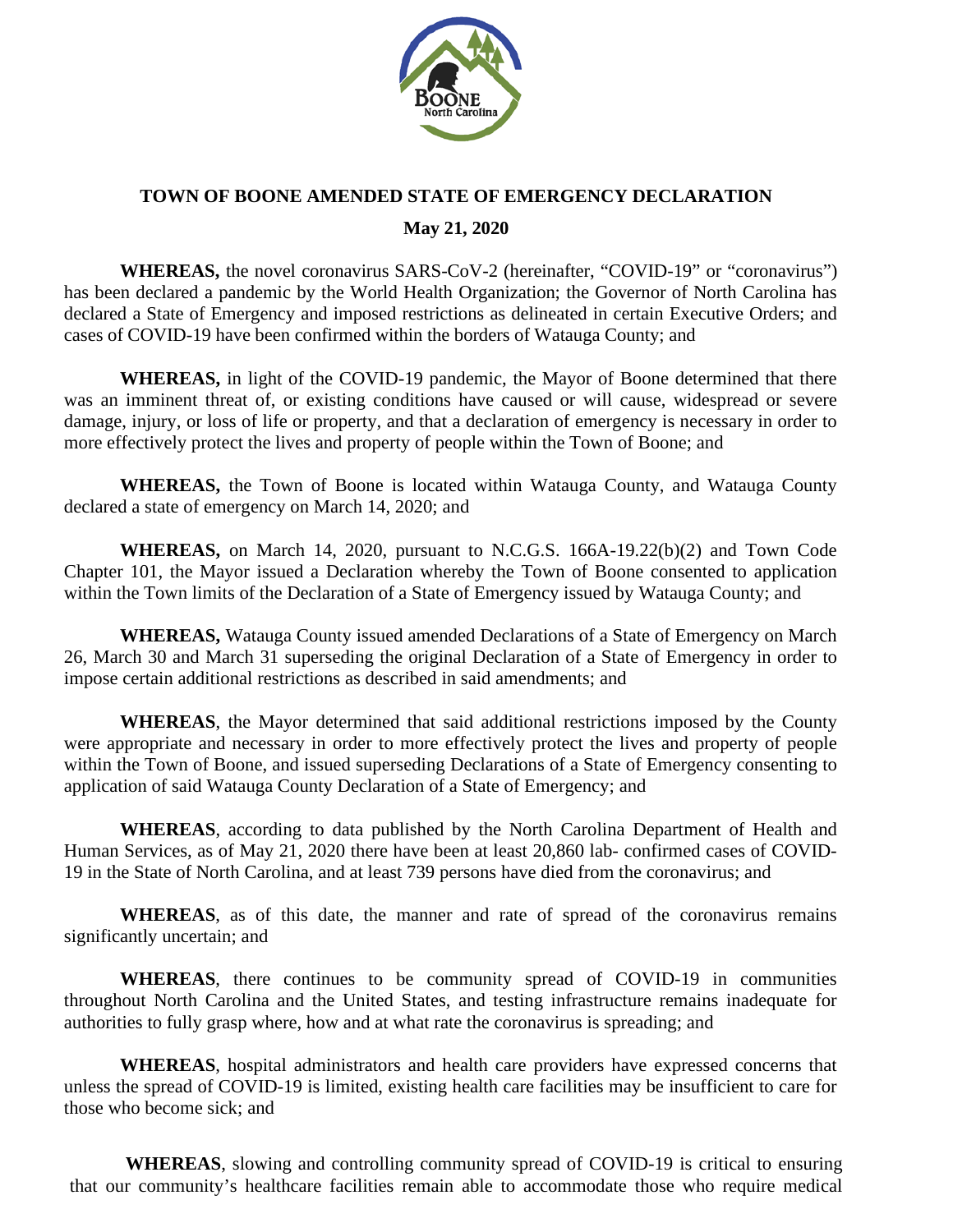# TOWN OF BOONE AMENDED STATE OF EMERGENCY DECLARATION

**May 21, 2020**

**WHEREAS,** the novel coronavirus SARS-CoV-2 (hereinafter, "COVID-19" or "coronavirus") has been declared a pandemic by the World Health Organization; the Governor of North Carolina has declared a State of Emergency and imposed restrictions as delineated in certain Executive Orders; and cases of COVID-19 have been confirmed within the borders of Watauga County; and

**WHEREAS,** in light of the COVID-19 pandemic, the Mayor of Boone determined that there was an imminent threat of, or existing conditions have caused or will cause, widespread or severe damage, injury, or loss of life or property, and that a declaration of emergency is necessary in order to more effectively protect the lives and property of people within the Town of Boone; and

**WHEREAS,** the Town of Boone is located within Watauga County, and Watauga County declared a state of emergency on March 14, 2020; and

**WHEREAS,** on March 14, 2020, pursuant to N.C.G.S. 166A-19.22(b)(2) and Town Code Chapter 101, the Mayor issued a Declaration whereby the Town of Boone consented to application within the Town limits of the Declaration of a State of Emergency issued by Watauga County; and

**WHEREAS,** Watauga County issued amended Declarations of a State of Emergency on March 26, March 30 and March 31 superseding the original Declaration of a State of Emergency in order to impose certain additional restrictions as described in said amendments; and

**WHEREAS**, the Mayor determined that said additional restrictions imposed by the County were appropriate and necessary in order to more effectively protect the lives and property of people within the Town of Boone, and issued superseding Declarations of a State of Emergency consenting to application of said Watauga County Declaration of a State of Emergency; and

**WHEREAS**, according to data published by the North Carolina Department of Health and Human Services, as of May 21, 2020 there have been at least 20,860 lab- confirmed cases of COVID-19 in the State of North Carolina, and at least 739 persons have died from the coronavirus; and

**WHEREAS**, as of this date, the manner and rate of spread of the coronavirus remains significantly uncertain; and

**WHEREAS**, there continues to be community spread of COVID-19 in communities throughout North Carolina and the United States, and testing infrastructure remains inadequate for authorities to fully grasp where, how and at what rate the coronavirus is spreading; and

**WHEREAS**, hospital administrators and health care providers have expressed concerns that unless the spread of COVID-19 is limited, existing health care facilities may be insufficient to care for those who become sick; and

**WHEREAS**, slowing and controlling community spread of COVID-19 is critical to ensuring that our community's healthcare facilities remain able to accommodate those who require medical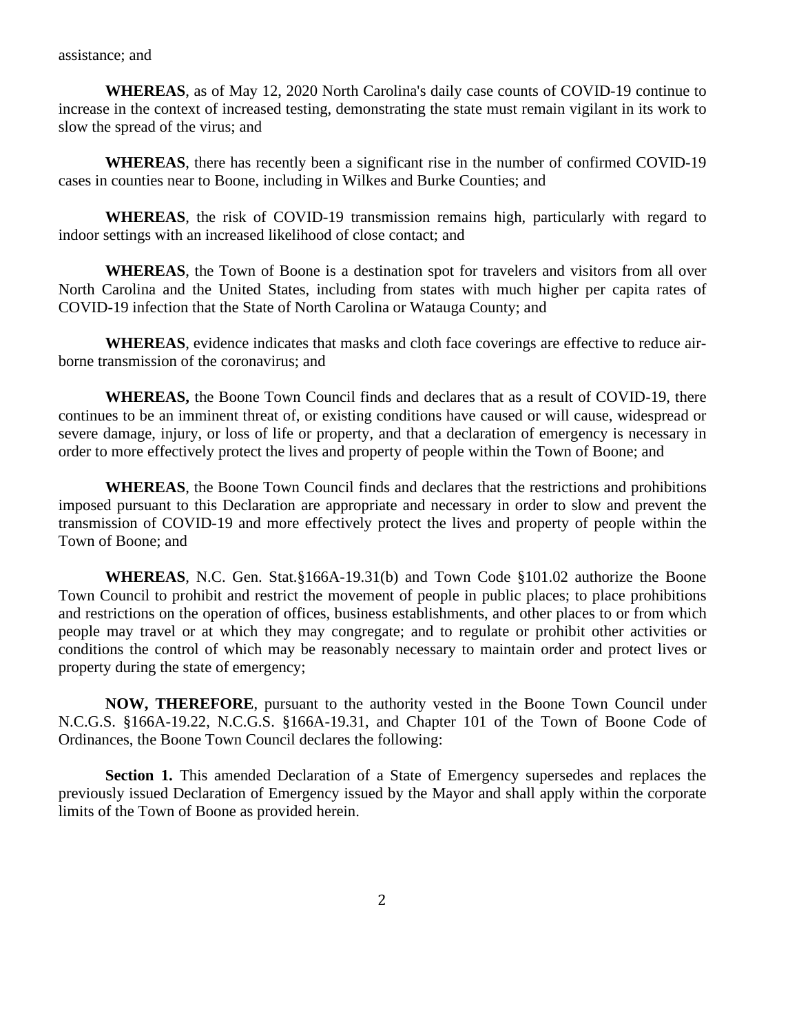assistance; and

**WHEREAS**, as of May 12, 2020 North Carolina's daily case counts of COVID-19 continue to increase in the context of increased testing, demonstrating the state must remain vigilant in its work to slow the spread of the virus; and

**WHEREAS**, there has recently been a significant rise in the number of confirmed COVID-19 cases in counties near to Boone, including in Wilkes and Burke Counties; and

**WHEREAS**, the risk of COVID-19 transmission remains high, particularly with regard to indoor settings with an increased likelihood of close contact; and

**WHEREAS**, the Town of Boone is a destination spot for travelers and visitors from all over North Carolina and the United States, including from states with much higher per capita rates of COVID-19 infection that the State of North Carolina or Watauga County; and

**WHEREAS**, evidence indicates that masks and cloth face coverings are effective to reduce air-borne transmission of the coronavirus; and

**WHEREAS,** the Boone Town Council finds and declares that as a result of COVID-19, there continues to be an imminent threat of, or existing conditions have caused or will cause, widespread or severe damage, injury, or loss of life or property, and that a declaration of emergency is necessary in order to more effectively protect the lives and property of people within the Town of Boone; and

**WHEREAS**, the Boone Town Council finds and declares that the restrictions and prohibitions imposed pursuant to this Declaration are appropriate and necessary in order to slow and prevent the transmission of COVID-19 and more effectively protect the lives and property of people within the Town of Boone; and

**WHEREAS**, N.C. Gen. Stat.§166A-19.31(b) and Town Code §101.02 authorize the Boone Town Council to prohibit and restrict the movement of people in public places; to place prohibitions and restrictions on the operation of offices, business establishments, and other places to or from which people may travel or at which they may congregate; and to regulate or prohibit other activities or conditions the control of which may be reasonably necessary to maintain order and protect lives or property during the state of emergency;

**NOW, THEREFORE**, pursuant to the authority vested in the Boone Town Council under N.C.G.S. §166A-19.22, N.C.G.S. §166A-19.31, and Chapter 101 of the Town of Boone Code of Ordinances, the Boone Town Council declares the following:

**Section 1.** This amended Declaration of a State of Emergency supersedes and replaces the previously issued Declaration of Emergency issued by the Mayor and shall apply within the corporate limits of the Town of Boone as provided herein.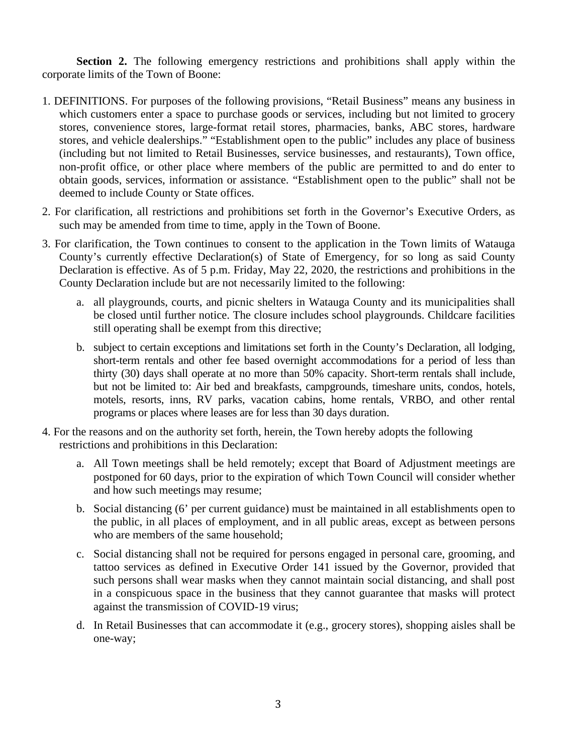**Section 2.** The following emergency restrictions and prohibitions shall apply within the corporate limits of the Town of Boone:

1. DEFINITIONS. For purposes of the following provisions, "Retail Business" means any business in which customers enter a space to purchase goods or services, including but not limited to grocery stores, convenience stores, large-format retail stores, pharmacies, banks, ABC stores, hardware stores, and vehicle dealerships." "Establishment open to the public" includes any place of business (including but not limited to Retail Businesses, service businesses, and restaurants), Town office, non-profit office, or other place where members of the public are permitted to and do enter to obtain goods, services, information or assistance. "Establishment open to the public" shall not be deemed to include County or State offices.

2. For clarification, all restrictions and prohibitions set forth in the Governor's Executive Orders, as such may be amended from time to time, apply in the Town of Boone.

3. For clarification, the Town continues to consent to the application in the Town limits of Watauga County's currently effective Declaration(s) of State of Emergency, for so long as said County Declaration is effective. As of 5 p.m. Friday, May 22, 2020, the restrictions and prohibitions in the County Declaration include but are not necessarily limited to the following:

   a. all playgrounds, courts, and picnic shelters in Watauga County and its municipalities shall be closed until further notice. The closure includes school playgrounds. Childcare facilities still operating shall be exempt from this directive;

   b. subject to certain exceptions and limitations set forth in the County's Declaration, all lodging, short-term rentals and other fee based overnight accommodations for a period of less than thirty (30) days shall operate at no more than 50% capacity. Short-term rentals shall include, but not be limited to: Air bed and breakfasts, campgrounds, timeshare units, condos, hotels, motels, resorts, inns, RV parks, vacation cabins, home rentals, VRBO, and other rental programs or places where leases are for less than 30 days duration.

4. For the reasons and on the authority set forth, herein, the Town hereby adopts the following restrictions and prohibitions in this Declaration:

   a. All Town meetings shall be held remotely; except that Board of Adjustment meetings are postponed for 60 days, prior to the expiration of which Town Council will consider whether and how such meetings may resume;

   b. Social distancing (6' per current guidance) must be maintained in all establishments open to the public, in all places of employment, and in all public areas, except as between persons who are members of the same household;

   c. Social distancing shall not be required for persons engaged in personal care, grooming, and tattoo services as defined in Executive Order 141 issued by the Governor, provided that such persons shall wear masks when they cannot maintain social distancing, and shall post in a conspicuous space in the business that they cannot guarantee that masks will protect against the transmission of COVID-19 virus;

   d. In Retail Businesses that can accommodate it (e.g., grocery stores), shopping aisles shall be one-way;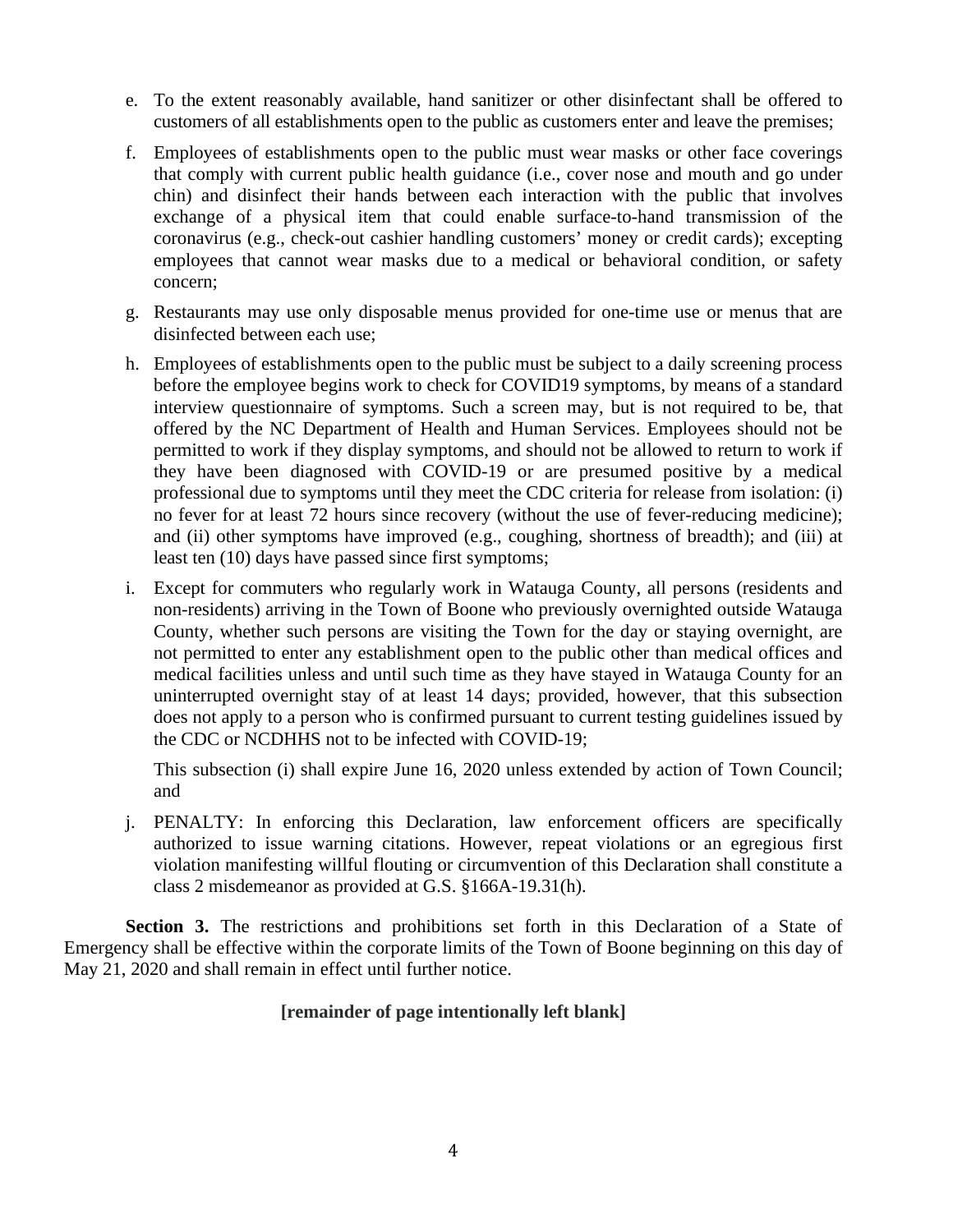e. To the extent reasonably available, hand sanitizer or other disinfectant shall be offered to customers of all establishments open to the public as customers enter and leave the premises;

f. Employees of establishments open to the public must wear masks or other face coverings that comply with current public health guidance (i.e., cover nose and mouth and go under chin) and disinfect their hands between each interaction with the public that involves exchange of a physical item that could enable surface-to-hand transmission of the coronavirus (e.g., check-out cashier handling customers' money or credit cards); excepting employees that cannot wear masks due to a medical or behavioral condition, or safety concern;

g. Restaurants may use only disposable menus provided for one-time use or menus that are disinfected between each use;

h. Employees of establishments open to the public must be subject to a daily screening process before the employee begins work to check for COVID19 symptoms, by means of a standard interview questionnaire of symptoms. Such a screen may, but is not required to be, that offered by the NC Department of Health and Human Services. Employees should not be permitted to work if they display symptoms, and should not be allowed to return to work if they have been diagnosed with COVID-19 or are presumed positive by a medical professional due to symptoms until they meet the CDC criteria for release from isolation: (i) no fever for at least 72 hours since recovery (without the use of fever-reducing medicine); and (ii) other symptoms have improved (e.g., coughing, shortness of breadth); and (iii) at least ten (10) days have passed since first symptoms;

i. Except for commuters who regularly work in Watauga County, all persons (residents and non-residents) arriving in the Town of Boone who previously overnighted outside Watauga County, whether such persons are visiting the Town for the day or staying overnight, are not permitted to enter any establishment open to the public other than medical offices and medical facilities unless and until such time as they have stayed in Watauga County for an uninterrupted overnight stay of at least 14 days; provided, however, that this subsection does not apply to a person who is confirmed pursuant to current testing guidelines issued by the CDC or NCDHHS not to be infected with COVID-19;

   This subsection (i) shall expire June 16, 2020 unless extended by action of Town Council; and

j. PENALTY: In enforcing this Declaration, law enforcement officers are specifically authorized to issue warning citations. However, repeat violations or an egregious first violation manifesting willful flouting or circumvention of this Declaration shall constitute a class 2 misdemeanor as provided at G.S. §166A-19.31(h).

**Section 3.** The restrictions and prohibitions set forth in this Declaration of a State of Emergency shall be effective within the corporate limits of the Town of Boone beginning on this day of May 21, 2020 and shall remain in effect until further notice.

**[remainder of page intentionally left blank]**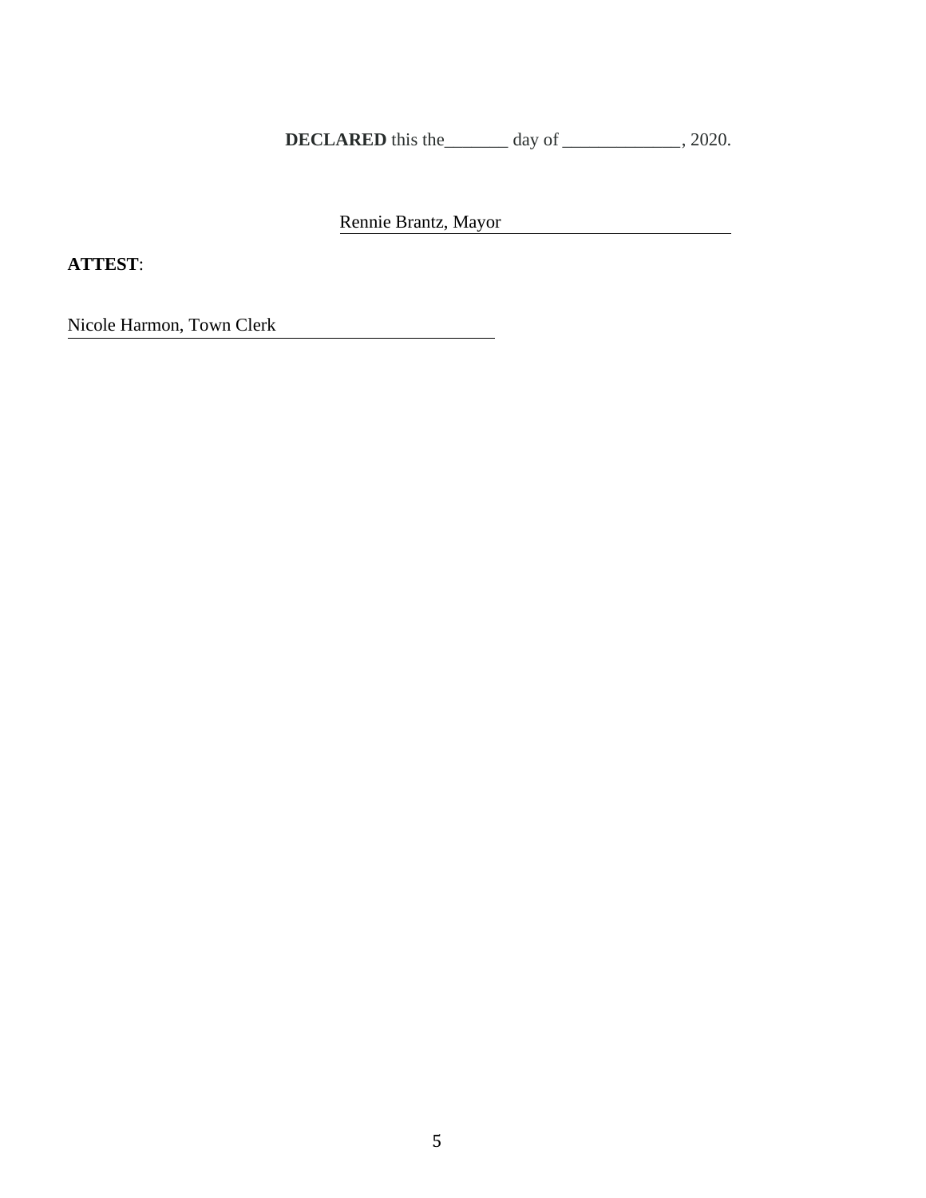**DECLARED** this the_______ day of _____________, 2020.

Rennie Brantz, Mayor

**ATTEST**:

Nicole Harmon, Town Clerk